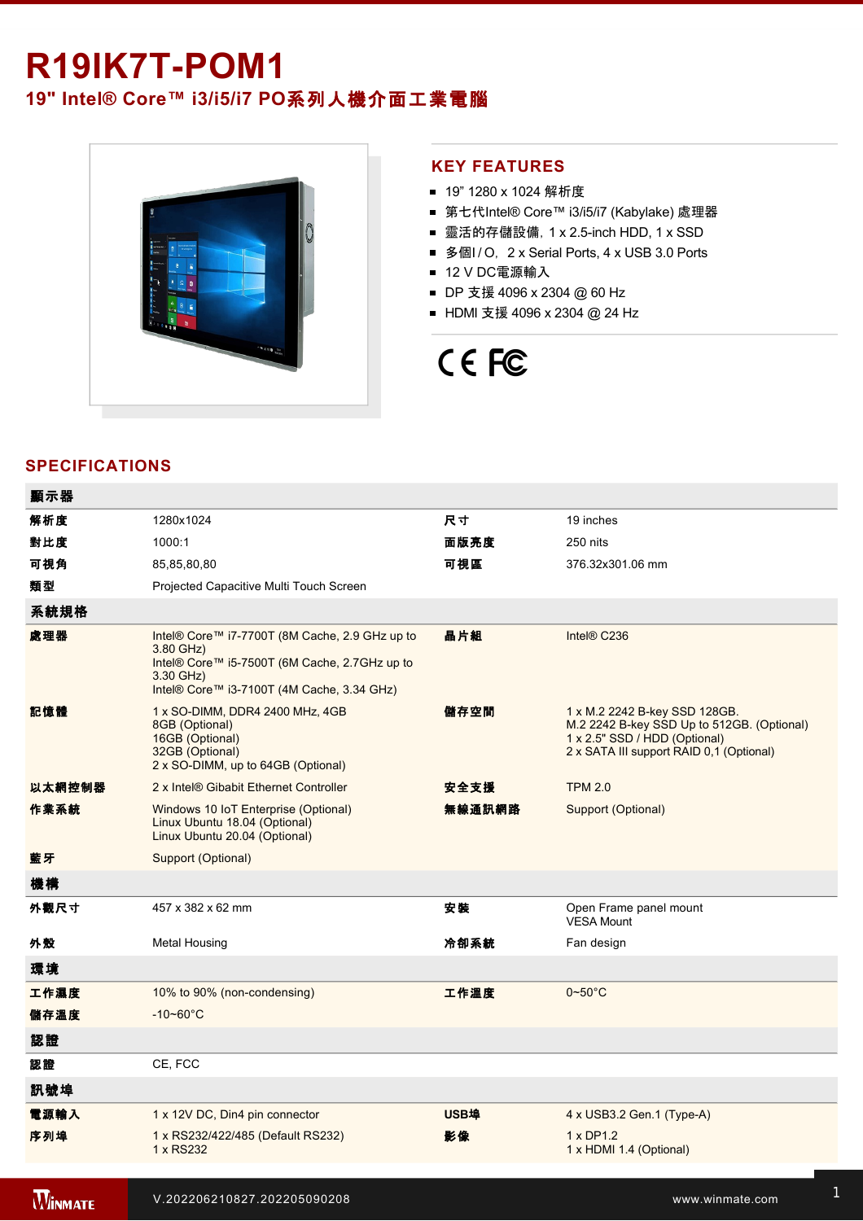# R19IK7T-POM1

## 19" Intel® Core™ i3/i5/i7 PO系列人機介面工業電腦

## KEY FEATURES

- 19" 1280 x 1024 解析度
- 第七代Intel® Core™ i3/i5/i7 (Kabylake) 處理器
- 靈活的存儲設備, 1 x 2.5-inch HDD, 1 x SSD
- 多個I / O, 2 x Serial Ports, 4 x USB 3.0 Ports
- 12 V DC電源輸入
- DP 支援 4096 x 2304 @ 60 Hz
- HDMI 支援 4096 x 2304 @ 24 Hz

## SPECIFICATIONS

| 顯示器 | | | |
|---|---|---|---|
| 解析度 | 1280x1024 | 尺寸 | 19 inches |
| 對比度 | 1000:1 | 面版亮度 | 250 nits |
| 可視角 | 85,85,80,80 | 可視區 | 376.32x301.06 mm |
| 類型 | Projected Capacitive Multi Touch Screen | | |
| **系統規格** | | | |
| 處理器 | Intel® Core™ i7-7700T (8M Cache, 2.9 GHz up to 3.80 GHz)<br>Intel® Core™ i5-7500T (6M Cache, 2.7GHz up to 3.30 GHz)<br>Intel® Core™ i3-7100T (4M Cache, 3.34 GHz) | 晶片組 | Intel® C236 |
| 記憶體 | 1 x SO-DIMM, DDR4 2400 MHz, 4GB<br>8GB (Optional)<br>16GB (Optional)<br>32GB (Optional)<br>2 x SO-DIMM, up to 64GB (Optional) | 儲存空間 | 1 x M.2 2242 B-key SSD 128GB.<br>M.2 2242 B-key SSD Up to 512GB. (Optional)<br>1 x 2.5" SSD / HDD (Optional)<br>2 x SATA III support RAID 0,1 (Optional) |
| 以太網控制器 | 2 x Intel® Gibabit Ethernet Controller | 安全支援 | TPM 2.0 |
| 作業系統 | Windows 10 IoT Enterprise (Optional)<br>Linux Ubuntu 18.04 (Optional)<br>Linux Ubuntu 20.04 (Optional) | 無線通訊網路 | Support (Optional) |
| 藍牙 | Support (Optional) | | |
| **機構** | | | |
| 外觀尺寸 | 457 x 382 x 62 mm | 安裝 | Open Frame panel mount<br>VESA Mount |
| 外殼 | Metal Housing | 冷卻系統 | Fan design |
| **環境** | | | |
| 工作濕度 | 10% to 90% (non-condensing) | 工作溫度 | 0~50°C |
| 儲存溫度 | -10~60°C | | |
| **認證** | | | |
| 認證 | CE, FCC | | |
| **訊號埠** | | | |
| 電源輸入 | 1 x 12V DC, Din4 pin connector | USB埠 | 4 x USB3.2 Gen.1 (Type-A) |
| 序列埠 | 1 x RS232/422/485 (Default RS232)<br>1 x RS232 | 影像 | 1 x DP1.2<br>1 x HDMI 1.4 (Optional) |

V.202206210827.202205090208

www.winmate.com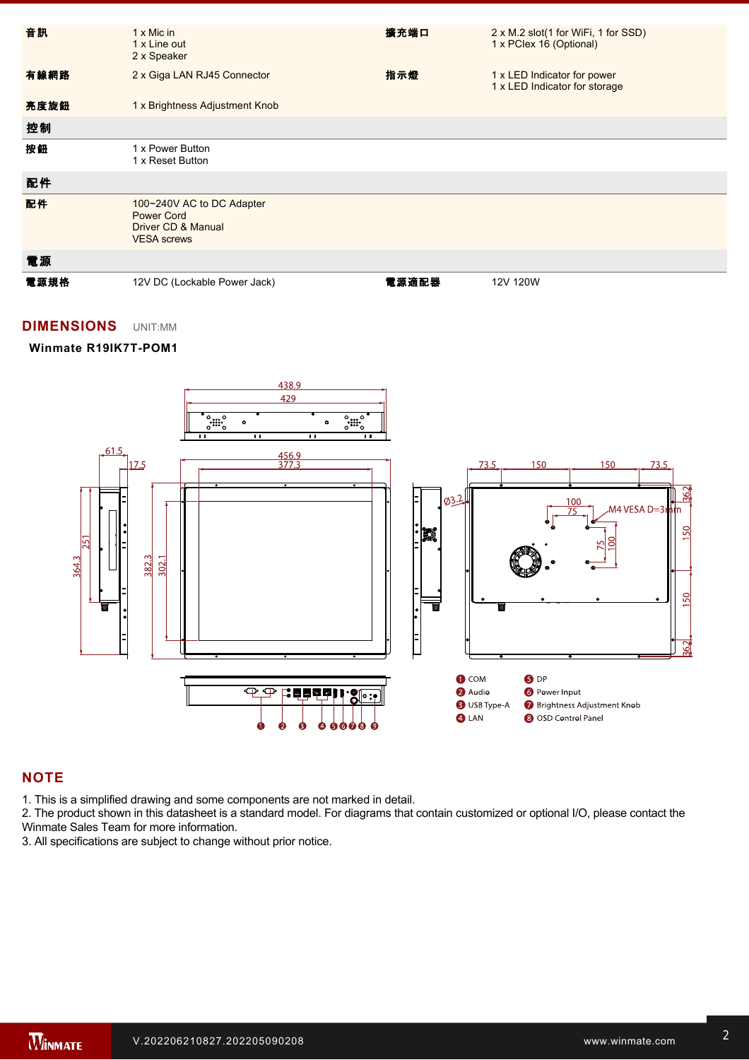| | | | |
|---|---|---|---|
| 音訊 | 1 x Mic in<br>1 x Line out<br>2 x Speaker | 擴充端口 | 2 x M.2 slot(1 for WiFi, 1 for SSD)<br>1 x PClex 16 (Optional) |
| 有線網路 | 2 x Giga LAN RJ45 Connector | 指示燈 | 1 x LED Indicator for power<br>1 x LED Indicator for storage |
| 亮度旋鈕 | 1 x Brightness Adjustment Knob | | |
| **控制** | | | |
| 按鈕 | 1 x Power Button<br>1 x Reset Button | | |
| **配件** | | | |
| 配件 | 100~240V AC to DC Adapter<br>Power Cord<br>Driver CD & Manual<br>VESA screws | | |
| **電源** | | | |
| 電源規格 | 12V DC (Lockable Power Jack) | 電源適配器 | 12V 120W |

## DIMENSIONS UNIT:MM

**Winmate R19IK7T-POM1**

438.9
429
61.5
17.5
456.9
377.3
364.3
251
382.3
302.1
73.5
150
150
73.5
Ø3.2
100
75
M4 VESA D=3mm
75
100
36.2
150
150
36.2

1 COM
2 Audio
3 USB Type-A
4 LAN
5 DP
6 Power Input
7 Brightness Adjustment Knob
8 OSD Control Panel

## NOTE

1. This is a simplified drawing and some components are not marked in detail.
2. The product shown in this datasheet is a standard model. For diagrams that contain customized or optional I/O, please contact the Winmate Sales Team for more information.
3. All specifications are subject to change without prior notice.

V.202206210827.202205090208 www.winmate.com